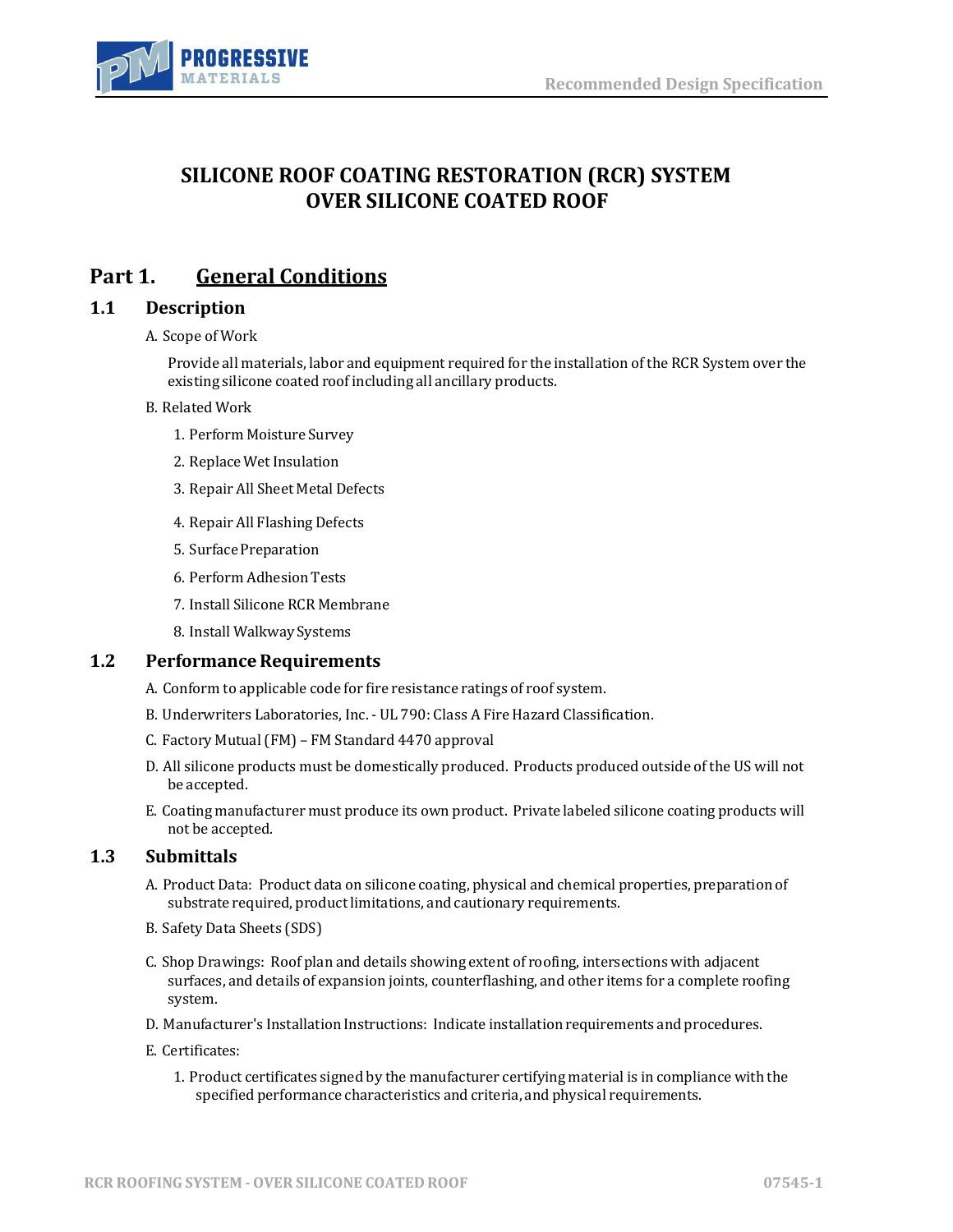# SILICONE ROOF COATING RESTORATION (RCR) SYSTEM OVER SILICONE COATED ROOF

## Part 1. General Conditions

### 1.1 Description

A. Scope of Work

Provide all materials, labor and equipment required for the installation of the RCR System over the existing silicone coated roof including all ancillary products.

B. Related Work

1. Perform Moisture Survey
2. Replace Wet Insulation
3. Repair All Sheet Metal Defects
4. Repair All Flashing Defects
5. Surface Preparation
6. Perform Adhesion Tests
7. Install Silicone RCR Membrane
8. Install Walkway Systems

### 1.2 Performance Requirements

A. Conform to applicable code for fire resistance ratings of roof system.

B. Underwriters Laboratories, Inc. - UL 790: Class A Fire Hazard Classification.

C. Factory Mutual (FM) – FM Standard 4470 approval

D. All silicone products must be domestically produced. Products produced outside of the US will not be accepted.

E. Coating manufacturer must produce its own product. Private labeled silicone coating products will not be accepted.

### 1.3 Submittals

A. Product Data: Product data on silicone coating, physical and chemical properties, preparation of substrate required, product limitations, and cautionary requirements.

B. Safety Data Sheets (SDS)

C. Shop Drawings: Roof plan and details showing extent of roofing, intersections with adjacent surfaces, and details of expansion joints, counterflashing, and other items for a complete roofing system.

D. Manufacturer's Installation Instructions: Indicate installation requirements and procedures.

E. Certificates:

1. Product certificates signed by the manufacturer certifying material is in compliance with the specified performance characteristics and criteria, and physical requirements.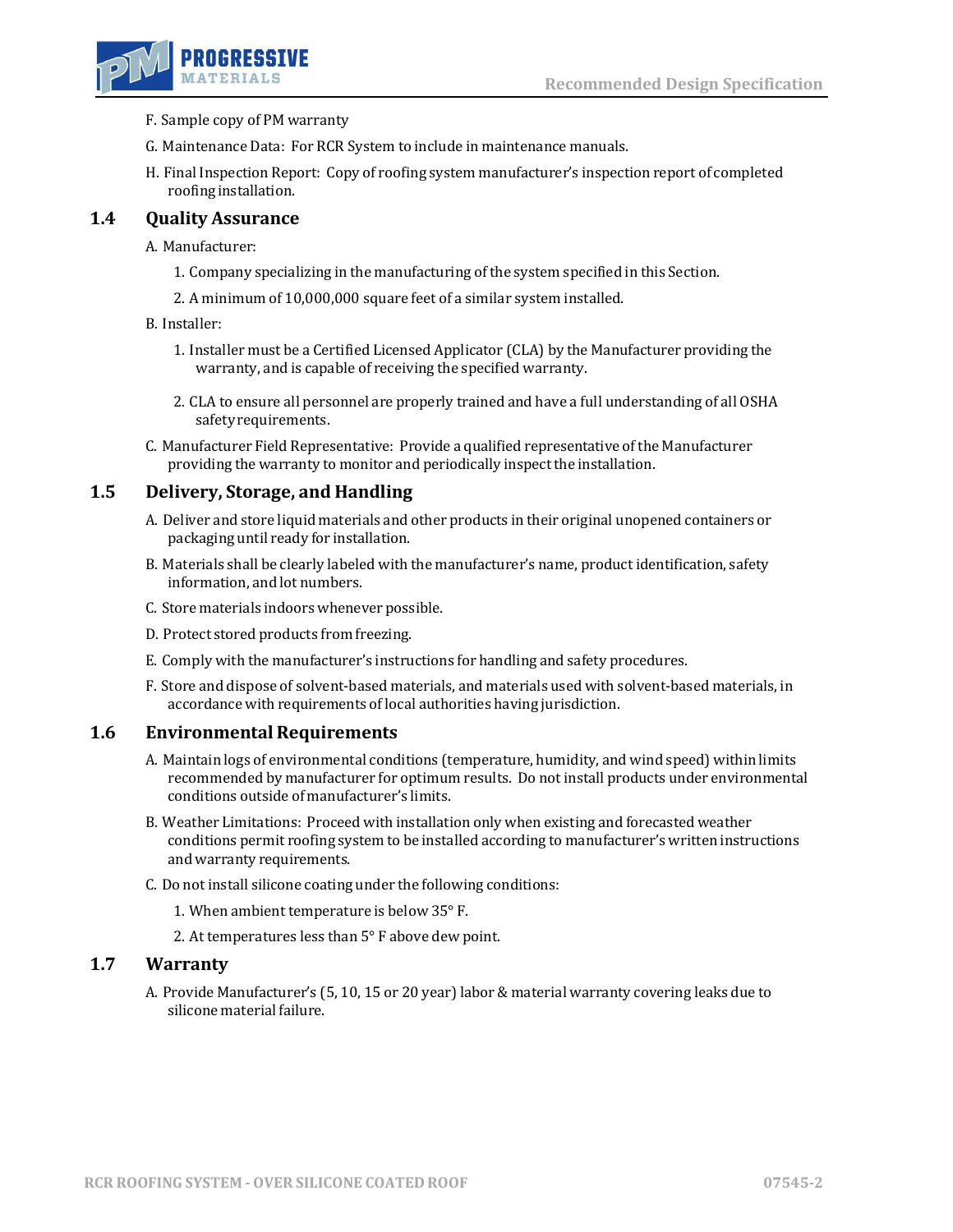F. Sample copy of PM warranty

G. Maintenance Data: For RCR System to include in maintenance manuals.

H. Final Inspection Report: Copy of roofing system manufacturer's inspection report of completed roofing installation.

## 1.4 Quality Assurance

A. Manufacturer:

1. Company specializing in the manufacturing of the system specified in this Section.
2. A minimum of 10,000,000 square feet of a similar system installed.

B. Installer:

1. Installer must be a Certified Licensed Applicator (CLA) by the Manufacturer providing the warranty, and is capable of receiving the specified warranty.
2. CLA to ensure all personnel are properly trained and have a full understanding of all OSHA safety requirements.

C. Manufacturer Field Representative: Provide a qualified representative of the Manufacturer providing the warranty to monitor and periodically inspect the installation.

## 1.5 Delivery, Storage, and Handling

A. Deliver and store liquid materials and other products in their original unopened containers or packaging until ready for installation.

B. Materials shall be clearly labeled with the manufacturer's name, product identification, safety information, and lot numbers.

C. Store materials indoors whenever possible.

D. Protect stored products from freezing.

E. Comply with the manufacturer's instructions for handling and safety procedures.

F. Store and dispose of solvent-based materials, and materials used with solvent-based materials, in accordance with requirements of local authorities having jurisdiction.

## 1.6 Environmental Requirements

A. Maintain logs of environmental conditions (temperature, humidity, and wind speed) within limits recommended by manufacturer for optimum results. Do not install products under environmental conditions outside of manufacturer's limits.

B. Weather Limitations: Proceed with installation only when existing and forecasted weather conditions permit roofing system to be installed according to manufacturer's written instructions and warranty requirements.

C. Do not install silicone coating under the following conditions:

1. When ambient temperature is below 35° F.
2. At temperatures less than 5° F above dew point.

## 1.7 Warranty

A. Provide Manufacturer's (5, 10, 15 or 20 year) labor & material warranty covering leaks due to silicone material failure.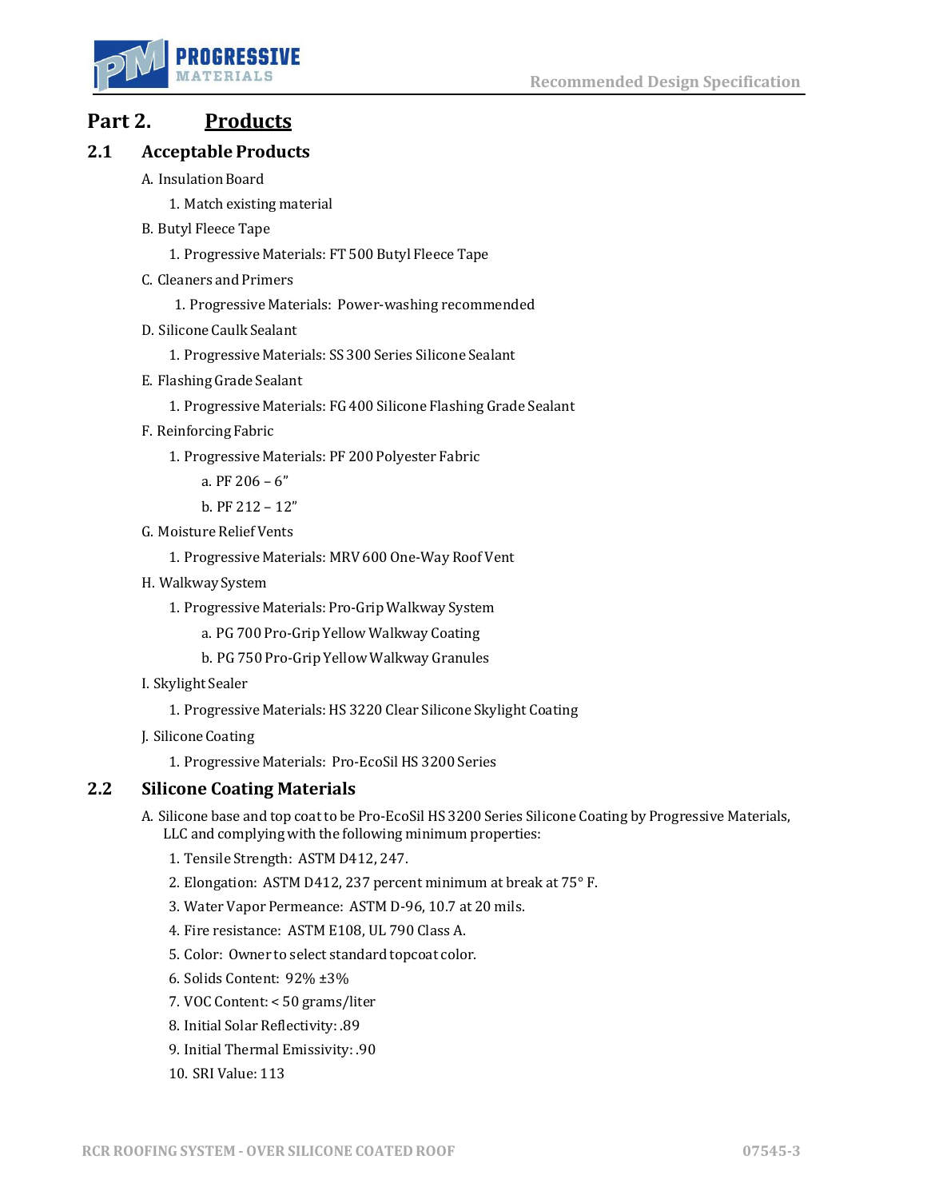# Part 2. Products

## 2.1 Acceptable Products

A. Insulation Board

1. Match existing material

B. Butyl Fleece Tape

1. Progressive Materials: FT 500 Butyl Fleece Tape

C. Cleaners and Primers

1. Progressive Materials: Power-washing recommended

D. Silicone Caulk Sealant

1. Progressive Materials: SS 300 Series Silicone Sealant

E. Flashing Grade Sealant

1. Progressive Materials: FG 400 Silicone Flashing Grade Sealant

F. Reinforcing Fabric

1. Progressive Materials: PF 200 Polyester Fabric
   a. PF 206 – 6"
   b. PF 212 – 12"

G. Moisture Relief Vents

1. Progressive Materials: MRV 600 One-Way Roof Vent

H. Walkway System

1. Progressive Materials: Pro-Grip Walkway System
   a. PG 700 Pro-Grip Yellow Walkway Coating
   b. PG 750 Pro-Grip Yellow Walkway Granules

I. Skylight Sealer

1. Progressive Materials: HS 3220 Clear Silicone Skylight Coating

J. Silicone Coating

1. Progressive Materials: Pro-EcoSil HS 3200 Series

## 2.2 Silicone Coating Materials

A. Silicone base and top coat to be Pro-EcoSil HS 3200 Series Silicone Coating by Progressive Materials, LLC and complying with the following minimum properties:

1. Tensile Strength: ASTM D412, 247.
2. Elongation: ASTM D412, 237 percent minimum at break at 75° F.
3. Water Vapor Permeance: ASTM D-96, 10.7 at 20 mils.
4. Fire resistance: ASTM E108, UL 790 Class A.
5. Color: Owner to select standard topcoat color.
6. Solids Content: 92% ±3%
7. VOC Content: < 50 grams/liter
8. Initial Solar Reflectivity: .89
9. Initial Thermal Emissivity: .90
10. SRI Value: 113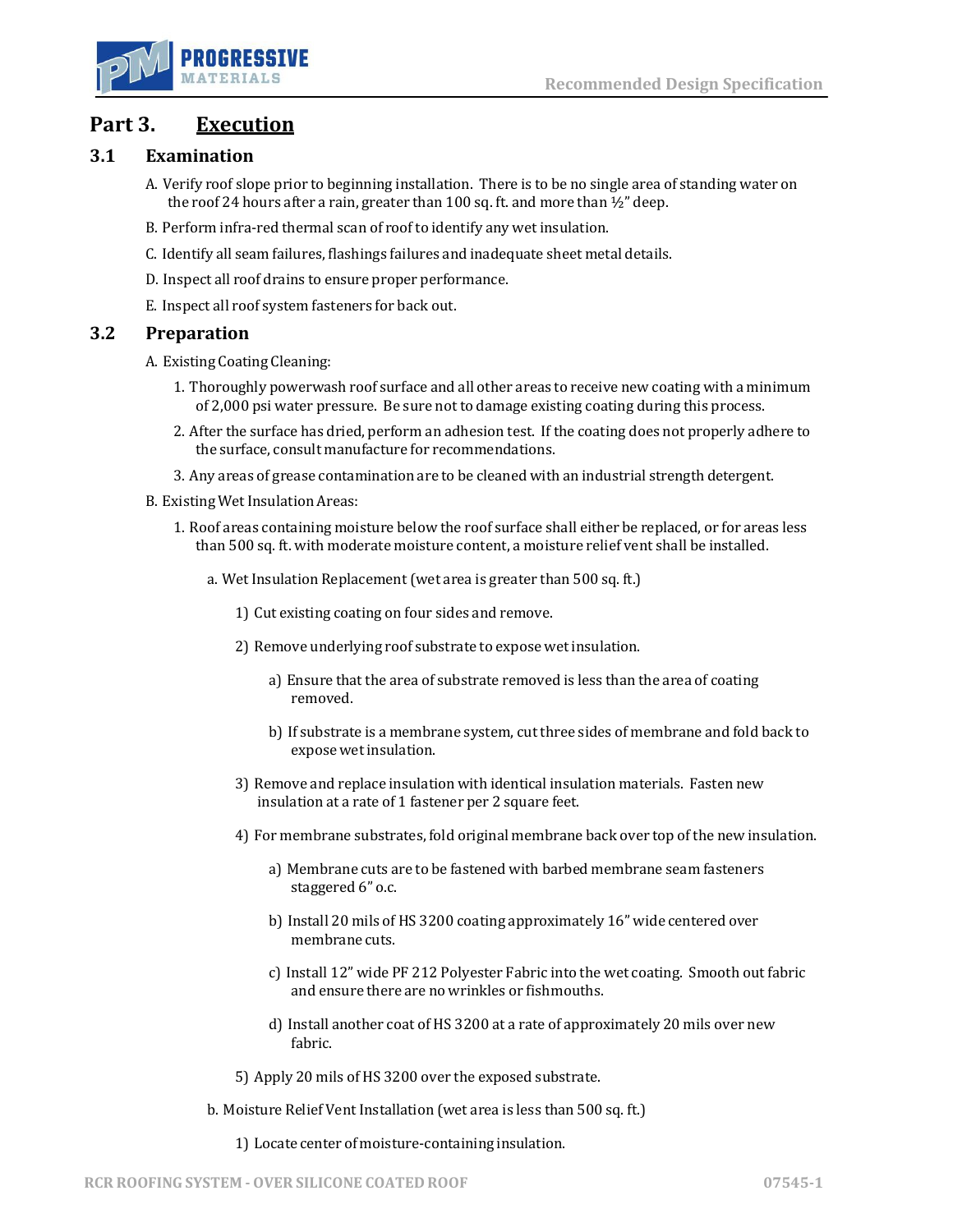# Part 3. Execution

## 3.1 Examination

A. Verify roof slope prior to beginning installation. There is to be no single area of standing water on the roof 24 hours after a rain, greater than 100 sq. ft. and more than ½" deep.

B. Perform infra-red thermal scan of roof to identify any wet insulation.

C. Identify all seam failures, flashings failures and inadequate sheet metal details.

D. Inspect all roof drains to ensure proper performance.

E. Inspect all roof system fasteners for back out.

## 3.2 Preparation

A. Existing Coating Cleaning:

1. Thoroughly powerwash roof surface and all other areas to receive new coating with a minimum of 2,000 psi water pressure. Be sure not to damage existing coating during this process.
2. After the surface has dried, perform an adhesion test. If the coating does not properly adhere to the surface, consult manufacture for recommendations.
3. Any areas of grease contamination are to be cleaned with an industrial strength detergent.

B. Existing Wet Insulation Areas:

1. Roof areas containing moisture below the roof surface shall either be replaced, or for areas less than 500 sq. ft. with moderate moisture content, a moisture relief vent shall be installed.

    a. Wet Insulation Replacement (wet area is greater than 500 sq. ft.)

    1) Cut existing coating on four sides and remove.

    2) Remove underlying roof substrate to expose wet insulation.

    a) Ensure that the area of substrate removed is less than the area of coating removed.

    b) If substrate is a membrane system, cut three sides of membrane and fold back to expose wet insulation.

    3) Remove and replace insulation with identical insulation materials. Fasten new insulation at a rate of 1 fastener per 2 square feet.

    4) For membrane substrates, fold original membrane back over top of the new insulation.

    a) Membrane cuts are to be fastened with barbed membrane seam fasteners staggered 6" o.c.

    b) Install 20 mils of HS 3200 coating approximately 16" wide centered over membrane cuts.

    c) Install 12" wide PF 212 Polyester Fabric into the wet coating. Smooth out fabric and ensure there are no wrinkles or fishmouths.

    d) Install another coat of HS 3200 at a rate of approximately 20 mils over new fabric.

    5) Apply 20 mils of HS 3200 over the exposed substrate.

    b. Moisture Relief Vent Installation (wet area is less than 500 sq. ft.)

    1) Locate center of moisture-containing insulation.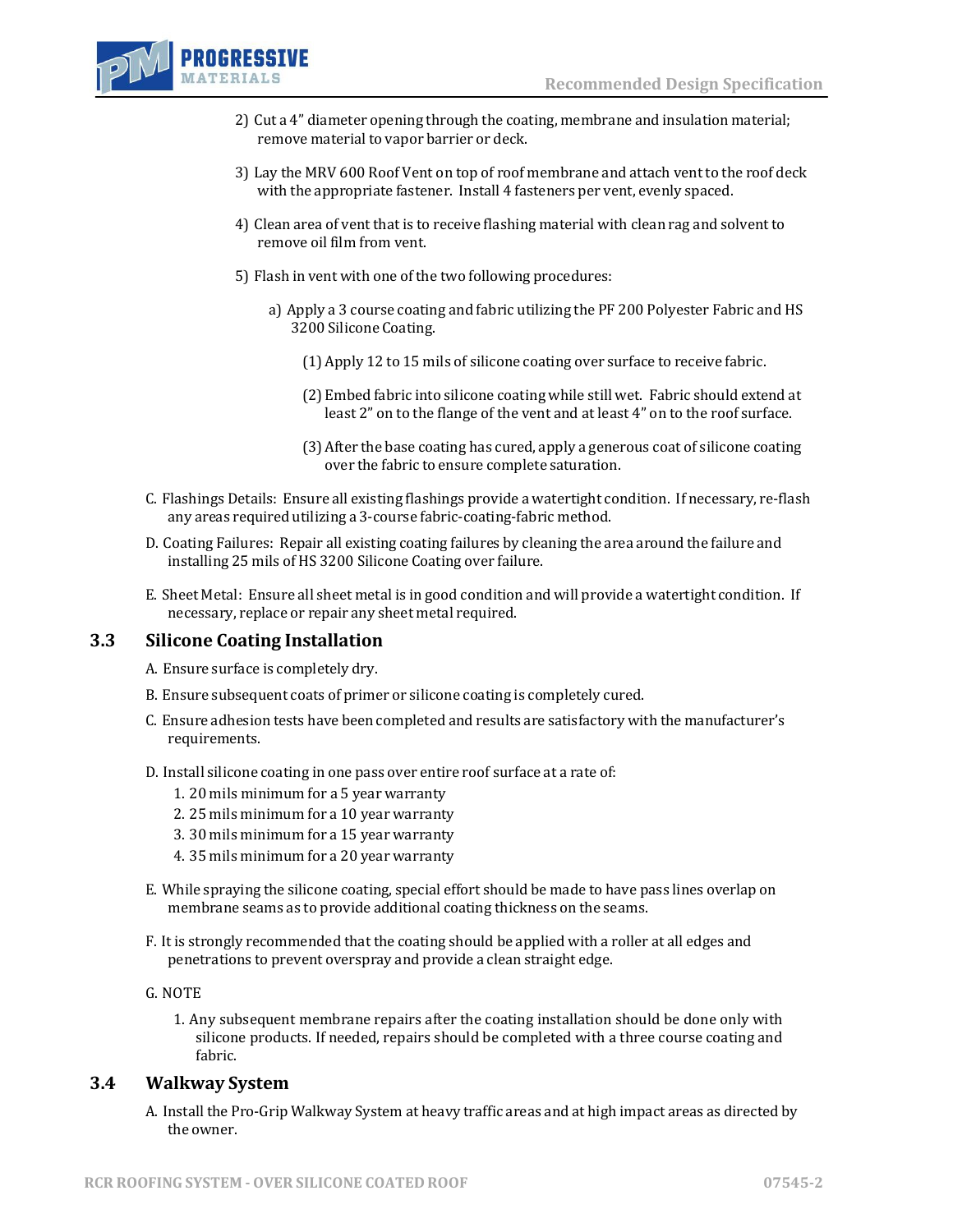2) Cut a 4" diameter opening through the coating, membrane and insulation material; remove material to vapor barrier or deck.

3) Lay the MRV 600 Roof Vent on top of roof membrane and attach vent to the roof deck with the appropriate fastener. Install 4 fasteners per vent, evenly spaced.

4) Clean area of vent that is to receive flashing material with clean rag and solvent to remove oil film from vent.

5) Flash in vent with one of the two following procedures:

   a) Apply a 3 course coating and fabric utilizing the PF 200 Polyester Fabric and HS 3200 Silicone Coating.

      (1) Apply 12 to 15 mils of silicone coating over surface to receive fabric.

      (2) Embed fabric into silicone coating while still wet. Fabric should extend at least 2" on to the flange of the vent and at least 4" on to the roof surface.

      (3) After the base coating has cured, apply a generous coat of silicone coating over the fabric to ensure complete saturation.

C. Flashings Details: Ensure all existing flashings provide a watertight condition. If necessary, re-flash any areas required utilizing a 3-course fabric-coating-fabric method.

D. Coating Failures: Repair all existing coating failures by cleaning the area around the failure and installing 25 mils of HS 3200 Silicone Coating over failure.

E. Sheet Metal: Ensure all sheet metal is in good condition and will provide a watertight condition. If necessary, replace or repair any sheet metal required.

## 3.3 Silicone Coating Installation

A. Ensure surface is completely dry.

B. Ensure subsequent coats of primer or silicone coating is completely cured.

C. Ensure adhesion tests have been completed and results are satisfactory with the manufacturer's requirements.

D. Install silicone coating in one pass over entire roof surface at a rate of:

1. 20 mils minimum for a 5 year warranty
2. 25 mils minimum for a 10 year warranty
3. 30 mils minimum for a 15 year warranty
4. 35 mils minimum for a 20 year warranty

E. While spraying the silicone coating, special effort should be made to have pass lines overlap on membrane seams as to provide additional coating thickness on the seams.

F. It is strongly recommended that the coating should be applied with a roller at all edges and penetrations to prevent overspray and provide a clean straight edge.

G. NOTE

1. Any subsequent membrane repairs after the coating installation should be done only with silicone products. If needed, repairs should be completed with a three course coating and fabric.

## 3.4 Walkway System

A. Install the Pro-Grip Walkway System at heavy traffic areas and at high impact areas as directed by the owner.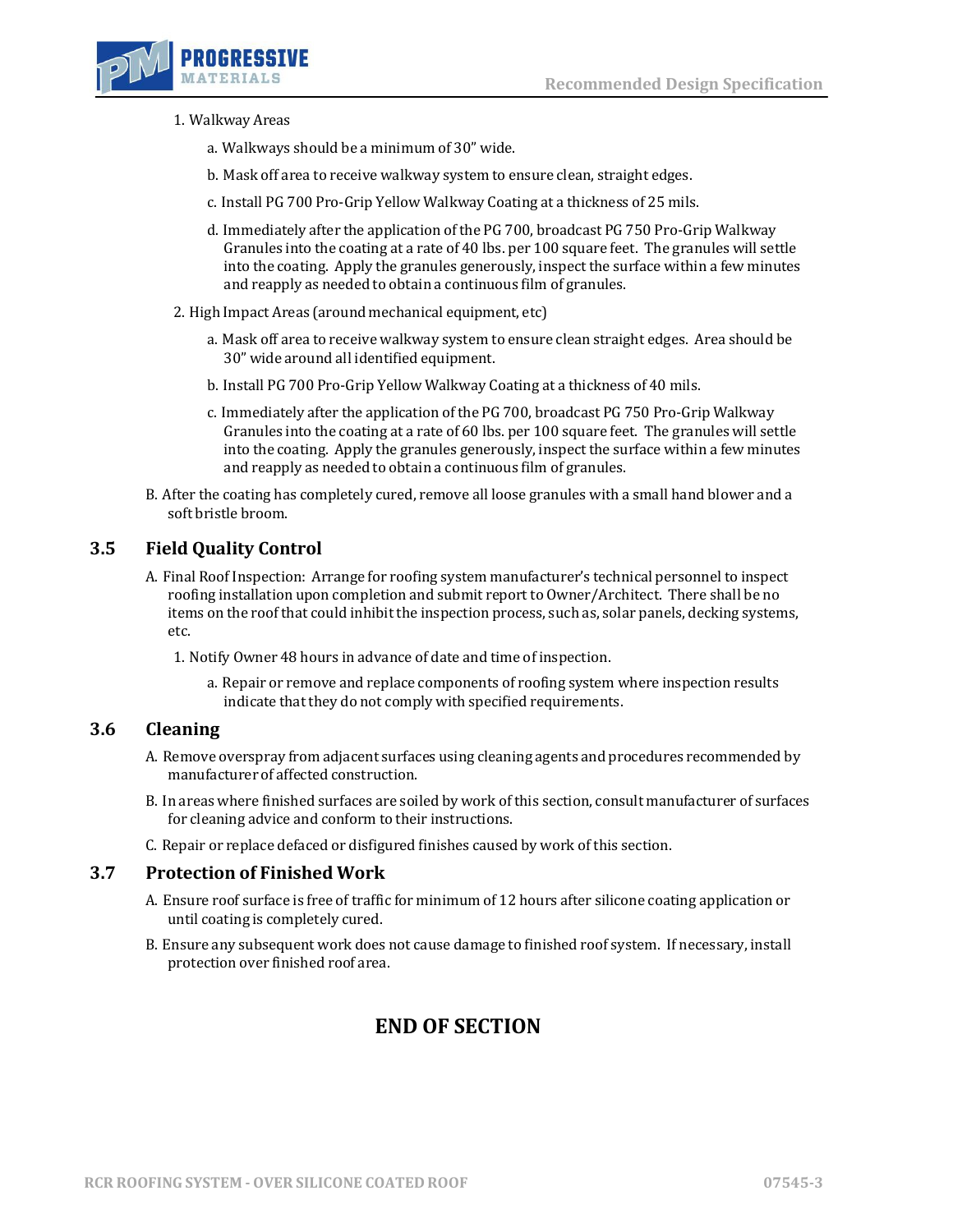1. Walkway Areas

   a. Walkways should be a minimum of 30" wide.

   b. Mask off area to receive walkway system to ensure clean, straight edges.

   c. Install PG 700 Pro-Grip Yellow Walkway Coating at a thickness of 25 mils.

   d. Immediately after the application of the PG 700, broadcast PG 750 Pro-Grip Walkway Granules into the coating at a rate of 40 lbs. per 100 square feet. The granules will settle into the coating. Apply the granules generously, inspect the surface within a few minutes and reapply as needed to obtain a continuous film of granules.

2. High Impact Areas (around mechanical equipment, etc)

   a. Mask off area to receive walkway system to ensure clean straight edges. Area should be 30" wide around all identified equipment.

   b. Install PG 700 Pro-Grip Yellow Walkway Coating at a thickness of 40 mils.

   c. Immediately after the application of the PG 700, broadcast PG 750 Pro-Grip Walkway Granules into the coating at a rate of 60 lbs. per 100 square feet. The granules will settle into the coating. Apply the granules generously, inspect the surface within a few minutes and reapply as needed to obtain a continuous film of granules.

B. After the coating has completely cured, remove all loose granules with a small hand blower and a soft bristle broom.

## 3.5 Field Quality Control

A. Final Roof Inspection: Arrange for roofing system manufacturer's technical personnel to inspect roofing installation upon completion and submit report to Owner/Architect. There shall be no items on the roof that could inhibit the inspection process, such as, solar panels, decking systems, etc.

1. Notify Owner 48 hours in advance of date and time of inspection.

   a. Repair or remove and replace components of roofing system where inspection results indicate that they do not comply with specified requirements.

## 3.6 Cleaning

A. Remove overspray from adjacent surfaces using cleaning agents and procedures recommended by manufacturer of affected construction.

B. In areas where finished surfaces are soiled by work of this section, consult manufacturer of surfaces for cleaning advice and conform to their instructions.

C. Repair or replace defaced or disfigured finishes caused by work of this section.

## 3.7 Protection of Finished Work

A. Ensure roof surface is free of traffic for minimum of 12 hours after silicone coating application or until coating is completely cured.

B. Ensure any subsequent work does not cause damage to finished roof system. If necessary, install protection over finished roof area.

# END OF SECTION